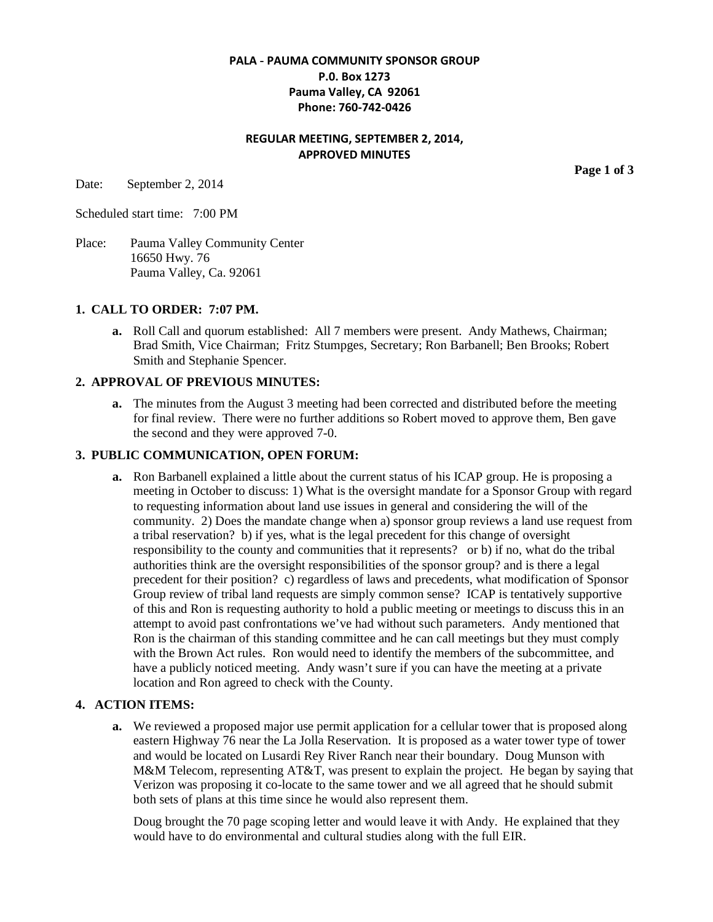**PALA - PAUMA COMMUNITY SPONSOR GROUP**
**P.0. Box 1273**
**Pauma Valley, CA 92061**
**Phone: 760-742-0426**

**REGULAR MEETING, SEPTEMBER 2, 2014,**
**APPROVED MINUTES**

Date: September 2, 2014

Scheduled start time: 7:00 PM

Place: Pauma Valley Community Center
16650 Hwy. 76
Pauma Valley, Ca. 92061

## 1. CALL TO ORDER: 7:07 PM.

**a.** Roll Call and quorum established: All 7 members were present. Andy Mathews, Chairman; Brad Smith, Vice Chairman; Fritz Stumpges, Secretary; Ron Barbanell; Ben Brooks; Robert Smith and Stephanie Spencer.

## 2. APPROVAL OF PREVIOUS MINUTES:

**a.** The minutes from the August 3 meeting had been corrected and distributed before the meeting for final review. There were no further additions so Robert moved to approve them, Ben gave the second and they were approved 7-0.

## 3. PUBLIC COMMUNICATION, OPEN FORUM:

**a.** Ron Barbanell explained a little about the current status of his ICAP group. He is proposing a meeting in October to discuss: 1) What is the oversight mandate for a Sponsor Group with regard to requesting information about land use issues in general and considering the will of the community. 2) Does the mandate change when a) sponsor group reviews a land use request from a tribal reservation? b) if yes, what is the legal precedent for this change of oversight responsibility to the county and communities that it represents? or b) if no, what do the tribal authorities think are the oversight responsibilities of the sponsor group? and is there a legal precedent for their position? c) regardless of laws and precedents, what modification of Sponsor Group review of tribal land requests are simply common sense? ICAP is tentatively supportive of this and Ron is requesting authority to hold a public meeting or meetings to discuss this in an attempt to avoid past confrontations we've had without such parameters. Andy mentioned that Ron is the chairman of this standing committee and he can call meetings but they must comply with the Brown Act rules. Ron would need to identify the members of the subcommittee, and have a publicly noticed meeting. Andy wasn't sure if you can have the meeting at a private location and Ron agreed to check with the County.

## 4. ACTION ITEMS:

**a.** We reviewed a proposed major use permit application for a cellular tower that is proposed along eastern Highway 76 near the La Jolla Reservation. It is proposed as a water tower type of tower and would be located on Lusardi Rey River Ranch near their boundary. Doug Munson with M&M Telecom, representing AT&T, was present to explain the project. He began by saying that Verizon was proposing it co-locate to the same tower and we all agreed that he should submit both sets of plans at this time since he would also represent them.

Doug brought the 70 page scoping letter and would leave it with Andy. He explained that they would have to do environmental and cultural studies along with the full EIR.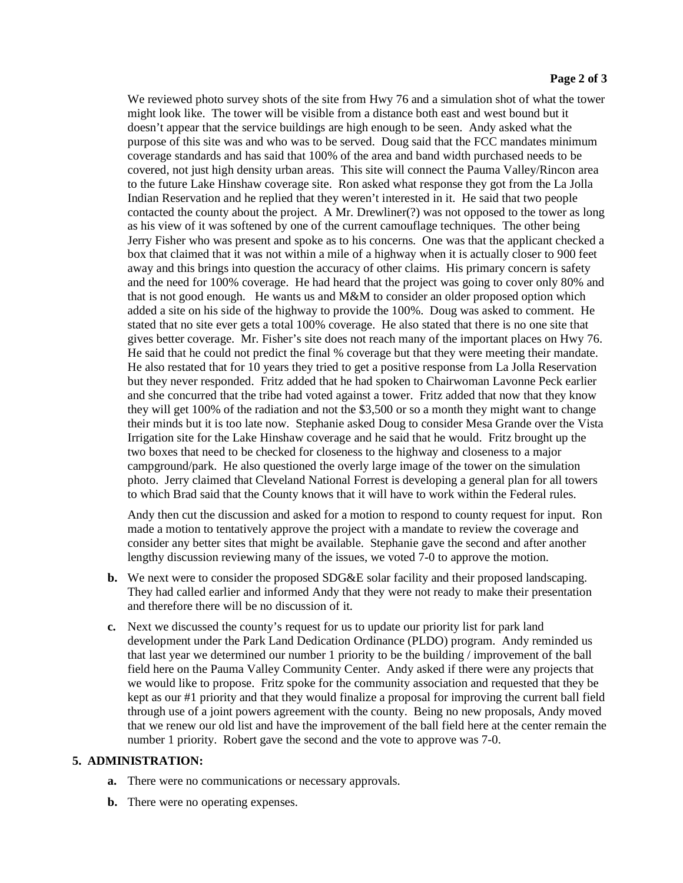We reviewed photo survey shots of the site from Hwy 76 and a simulation shot of what the tower might look like. The tower will be visible from a distance both east and west bound but it doesn't appear that the service buildings are high enough to be seen. Andy asked what the purpose of this site was and who was to be served. Doug said that the FCC mandates minimum coverage standards and has said that 100% of the area and band width purchased needs to be covered, not just high density urban areas. This site will connect the Pauma Valley/Rincon area to the future Lake Hinshaw coverage site. Ron asked what response they got from the La Jolla Indian Reservation and he replied that they weren't interested in it. He said that two people contacted the county about the project. A Mr. Drewliner(?) was not opposed to the tower as long as his view of it was softened by one of the current camouflage techniques. The other being Jerry Fisher who was present and spoke as to his concerns. One was that the applicant checked a box that claimed that it was not within a mile of a highway when it is actually closer to 900 feet away and this brings into question the accuracy of other claims. His primary concern is safety and the need for 100% coverage. He had heard that the project was going to cover only 80% and that is not good enough. He wants us and M&M to consider an older proposed option which added a site on his side of the highway to provide the 100%. Doug was asked to comment. He stated that no site ever gets a total 100% coverage. He also stated that there is no one site that gives better coverage. Mr. Fisher's site does not reach many of the important places on Hwy 76. He said that he could not predict the final % coverage but that they were meeting their mandate. He also restated that for 10 years they tried to get a positive response from La Jolla Reservation but they never responded. Fritz added that he had spoken to Chairwoman Lavonne Peck earlier and she concurred that the tribe had voted against a tower. Fritz added that now that they know they will get 100% of the radiation and not the $3,500 or so a month they might want to change their minds but it is too late now. Stephanie asked Doug to consider Mesa Grande over the Vista Irrigation site for the Lake Hinshaw coverage and he said that he would. Fritz brought up the two boxes that need to be checked for closeness to the highway and closeness to a major campground/park. He also questioned the overly large image of the tower on the simulation photo. Jerry claimed that Cleveland National Forrest is developing a general plan for all towers to which Brad said that the County knows that it will have to work within the Federal rules.

Andy then cut the discussion and asked for a motion to respond to county request for input. Ron made a motion to tentatively approve the project with a mandate to review the coverage and consider any better sites that might be available. Stephanie gave the second and after another lengthy discussion reviewing many of the issues, we voted 7-0 to approve the motion.

**b.** We next were to consider the proposed SDG&E solar facility and their proposed landscaping. They had called earlier and informed Andy that they were not ready to make their presentation and therefore there will be no discussion of it.

**c.** Next we discussed the county's request for us to update our priority list for park land development under the Park Land Dedication Ordinance (PLDO) program. Andy reminded us that last year we determined our number 1 priority to be the building / improvement of the ball field here on the Pauma Valley Community Center. Andy asked if there were any projects that we would like to propose. Fritz spoke for the community association and requested that they be kept as our #1 priority and that they would finalize a proposal for improving the current ball field through use of a joint powers agreement with the county. Being no new proposals, Andy moved that we renew our old list and have the improvement of the ball field here at the center remain the number 1 priority. Robert gave the second and the vote to approve was 7-0.

**5. ADMINISTRATION:**

**a.** There were no communications or necessary approvals.

**b.** There were no operating expenses.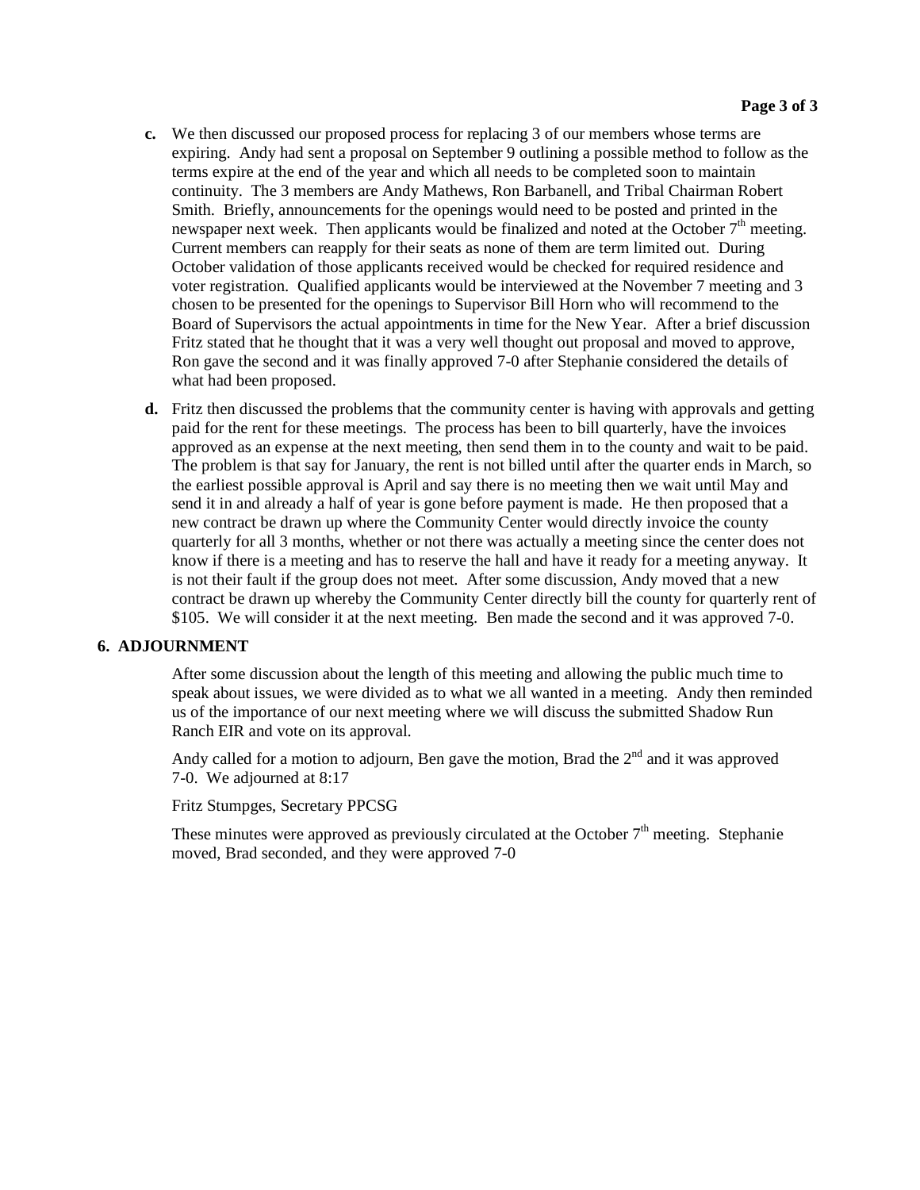c. We then discussed our proposed process for replacing 3 of our members whose terms are expiring. Andy had sent a proposal on September 9 outlining a possible method to follow as the terms expire at the end of the year and which all needs to be completed soon to maintain continuity. The 3 members are Andy Mathews, Ron Barbanell, and Tribal Chairman Robert Smith. Briefly, announcements for the openings would need to be posted and printed in the newspaper next week. Then applicants would be finalized and noted at the October 7th meeting. Current members can reapply for their seats as none of them are term limited out. During October validation of those applicants received would be checked for required residence and voter registration. Qualified applicants would be interviewed at the November 7 meeting and 3 chosen to be presented for the openings to Supervisor Bill Horn who will recommend to the Board of Supervisors the actual appointments in time for the New Year. After a brief discussion Fritz stated that he thought that it was a very well thought out proposal and moved to approve, Ron gave the second and it was finally approved 7-0 after Stephanie considered the details of what had been proposed.

d. Fritz then discussed the problems that the community center is having with approvals and getting paid for the rent for these meetings. The process has been to bill quarterly, have the invoices approved as an expense at the next meeting, then send them in to the county and wait to be paid. The problem is that say for January, the rent is not billed until after the quarter ends in March, so the earliest possible approval is April and say there is no meeting then we wait until May and send it in and already a half of year is gone before payment is made. He then proposed that a new contract be drawn up where the Community Center would directly invoice the county quarterly for all 3 months, whether or not there was actually a meeting since the center does not know if there is a meeting and has to reserve the hall and have it ready for a meeting anyway. It is not their fault if the group does not meet. After some discussion, Andy moved that a new contract be drawn up whereby the Community Center directly bill the county for quarterly rent of $105. We will consider it at the next meeting. Ben made the second and it was approved 7-0.

## 6. ADJOURNMENT

After some discussion about the length of this meeting and allowing the public much time to speak about issues, we were divided as to what we all wanted in a meeting. Andy then reminded us of the importance of our next meeting where we will discuss the submitted Shadow Run Ranch EIR and vote on its approval.

Andy called for a motion to adjourn, Ben gave the motion, Brad the 2nd and it was approved 7-0. We adjourned at 8:17

Fritz Stumpges, Secretary PPCSG

These minutes were approved as previously circulated at the October 7th meeting. Stephanie moved, Brad seconded, and they were approved 7-0